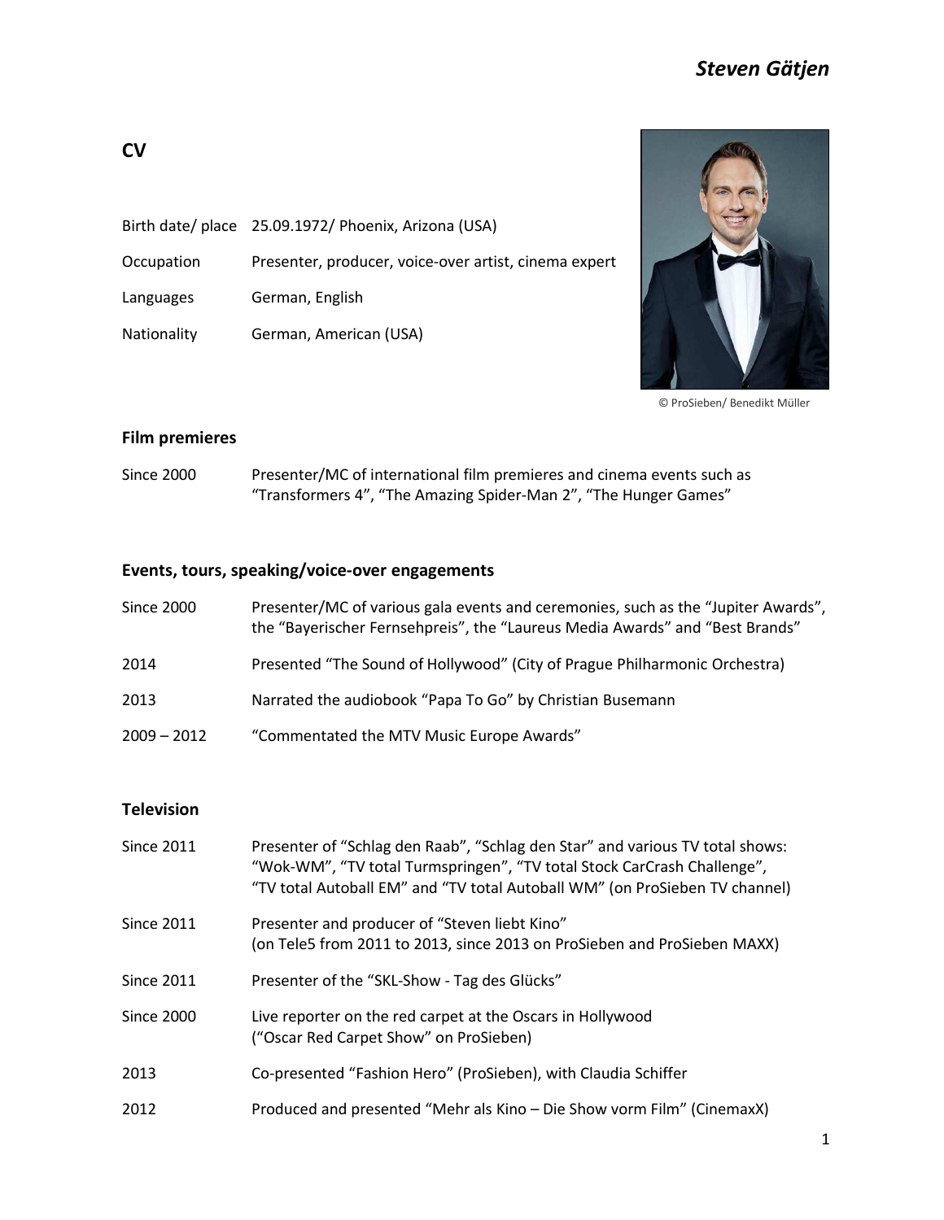# *Steven Gätjen*

## CV

| | |
|---|---|
| Birth date/ place | 25.09.1972/ Phoenix, Arizona (USA) |
| Occupation | Presenter, producer, voice-over artist, cinema expert |
| Languages | German, English |
| Nationality | German, American (USA) |

© ProSieben/ Benedikt Müller

### Film premieres

| | |
|---|---|
| Since 2000 | Presenter/MC of international film premieres and cinema events such as "Transformers 4", "The Amazing Spider-Man 2", "The Hunger Games" |

### Events, tours, speaking/voice-over engagements

| | |
|---|---|
| Since 2000 | Presenter/MC of various gala events and ceremonies, such as the "Jupiter Awards", the "Bayerischer Fernsehpreis", the "Laureus Media Awards" and "Best Brands" |
| 2014 | Presented "The Sound of Hollywood" (City of Prague Philharmonic Orchestra) |
| 2013 | Narrated the audiobook "Papa To Go" by Christian Busemann |
| 2009 – 2012 | "Commentated the MTV Music Europe Awards" |

### Television

| | |
|---|---|
| Since 2011 | Presenter of "Schlag den Raab", "Schlag den Star" and various TV total shows: "Wok-WM", "TV total Turmspringen", "TV total Stock CarCrash Challenge", "TV total Autoball EM" and "TV total Autoball WM" (on ProSieben TV channel) |
| Since 2011 | Presenter and producer of "Steven liebt Kino" (on Tele5 from 2011 to 2013, since 2013 on ProSieben and ProSieben MAXX) |
| Since 2011 | Presenter of the "SKL-Show - Tag des Glücks" |
| Since 2000 | Live reporter on the red carpet at the Oscars in Hollywood ("Oscar Red Carpet Show" on ProSieben) |
| 2013 | Co-presented "Fashion Hero" (ProSieben), with Claudia Schiffer |
| 2012 | Produced and presented "Mehr als Kino – Die Show vorm Film" (CinemaxX) |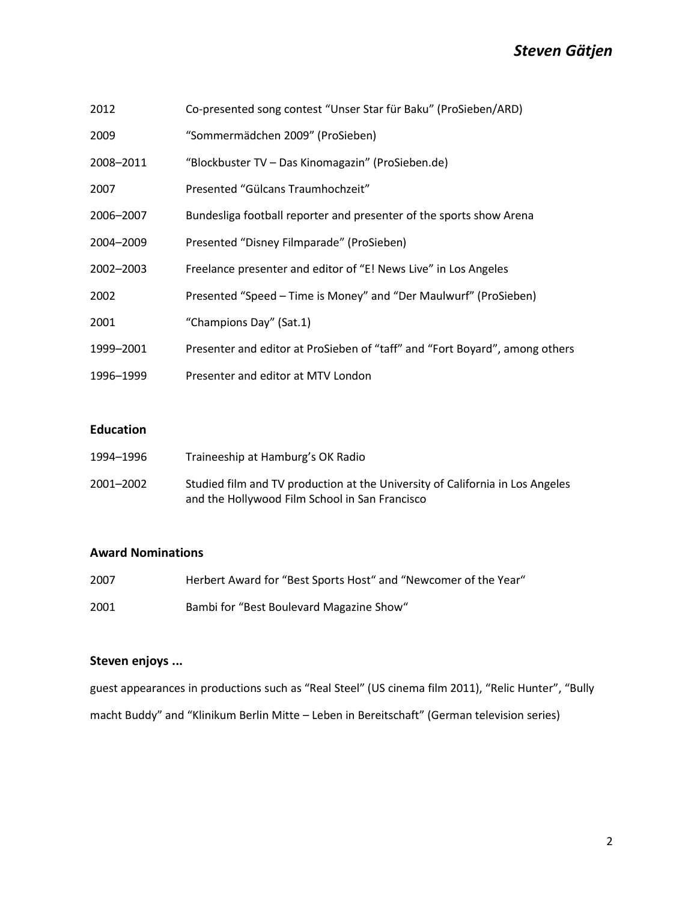| | |
|---|---|
| 2012 | Co-presented song contest “Unser Star für Baku” (ProSieben/ARD) |
| 2009 | “Sommermädchen 2009” (ProSieben) |
| 2008–2011 | “Blockbuster TV – Das Kinomagazin” (ProSieben.de) |
| 2007 | Presented “Gülcans Traumhochzeit” |
| 2006–2007 | Bundesliga football reporter and presenter of the sports show Arena |
| 2004–2009 | Presented “Disney Filmparade” (ProSieben) |
| 2002–2003 | Freelance presenter and editor of “E! News Live” in Los Angeles |
| 2002 | Presented “Speed – Time is Money” and “Der Maulwurf” (ProSieben) |
| 2001 | “Champions Day” (Sat.1) |
| 1999–2001 | Presenter and editor at ProSieben of “taff” and “Fort Boyard”, among others |
| 1996–1999 | Presenter and editor at MTV London |

### Education

| | |
|---|---|
| 1994–1996 | Traineeship at Hamburg’s OK Radio |
| 2001–2002 | Studied film and TV production at the University of California in Los Angeles and the Hollywood Film School in San Francisco |

### Award Nominations

| | |
|---|---|
| 2007 | Herbert Award for “Best Sports Host“ and “Newcomer of the Year“ |
| 2001 | Bambi for “Best Boulevard Magazine Show“ |

### Steven enjoys ...

guest appearances in productions such as “Real Steel” (US cinema film 2011), “Relic Hunter”, “Bully macht Buddy” and “Klinikum Berlin Mitte – Leben in Bereitschaft” (German television series)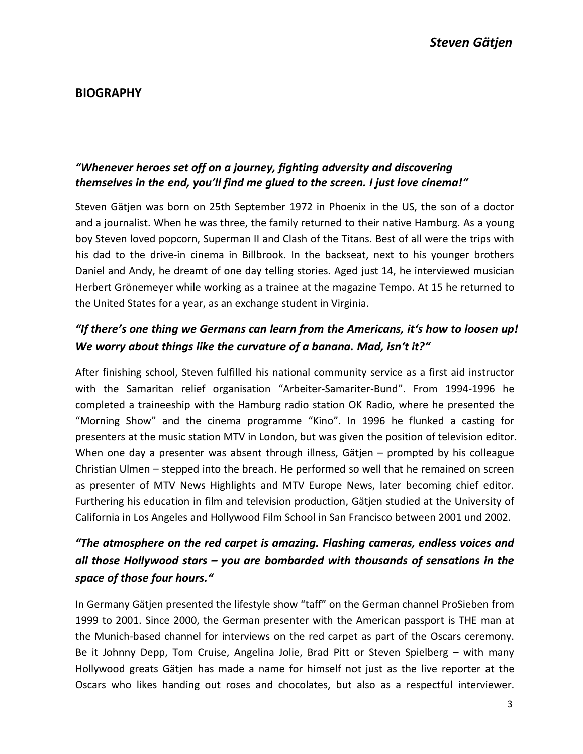## BIOGRAPHY

***"Whenever heroes set off on a journey, fighting adversity and discovering themselves in the end, you'll find me glued to the screen. I just love cinema!"***

Steven Gätjen was born on 25th September 1972 in Phoenix in the US, the son of a doctor and a journalist. When he was three, the family returned to their native Hamburg. As a young boy Steven loved popcorn, Superman II and Clash of the Titans. Best of all were the trips with his dad to the drive-in cinema in Billbrook. In the backseat, next to his younger brothers Daniel and Andy, he dreamt of one day telling stories. Aged just 14, he interviewed musician Herbert Grönemeyer while working as a trainee at the magazine Tempo. At 15 he returned to the United States for a year, as an exchange student in Virginia.

***"If there's one thing we Germans can learn from the Americans, it's how to loosen up! We worry about things like the curvature of a banana. Mad, isn't it?"***

After finishing school, Steven fulfilled his national community service as a first aid instructor with the Samaritan relief organisation "Arbeiter-Samariter-Bund". From 1994-1996 he completed a traineeship with the Hamburg radio station OK Radio, where he presented the "Morning Show" and the cinema programme "Kino". In 1996 he flunked a casting for presenters at the music station MTV in London, but was given the position of television editor. When one day a presenter was absent through illness, Gätjen – prompted by his colleague Christian Ulmen – stepped into the breach. He performed so well that he remained on screen as presenter of MTV News Highlights and MTV Europe News, later becoming chief editor. Furthering his education in film and television production, Gätjen studied at the University of California in Los Angeles and Hollywood Film School in San Francisco between 2001 und 2002.

***"The atmosphere on the red carpet is amazing. Flashing cameras, endless voices and all those Hollywood stars – you are bombarded with thousands of sensations in the space of those four hours."***

In Germany Gätjen presented the lifestyle show "taff" on the German channel ProSieben from 1999 to 2001. Since 2000, the German presenter with the American passport is THE man at the Munich-based channel for interviews on the red carpet as part of the Oscars ceremony. Be it Johnny Depp, Tom Cruise, Angelina Jolie, Brad Pitt or Steven Spielberg – with many Hollywood greats Gätjen has made a name for himself not just as the live reporter at the Oscars who likes handing out roses and chocolates, but also as a respectful interviewer.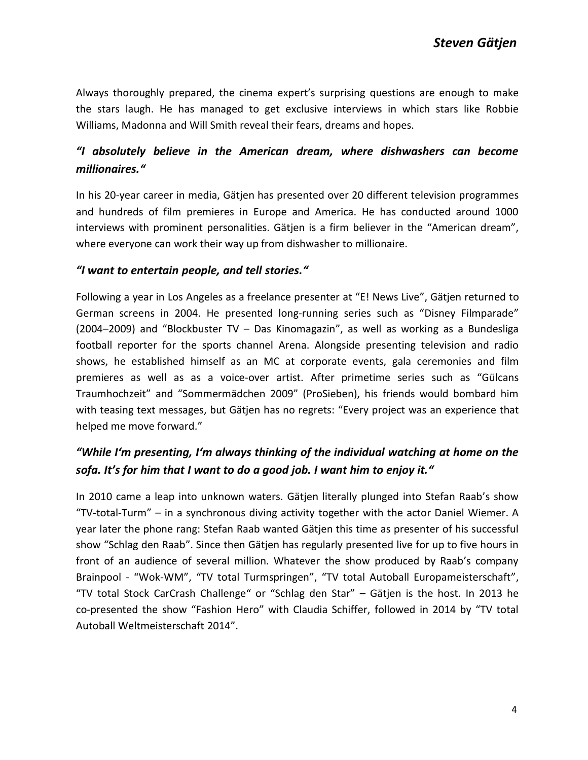Always thoroughly prepared, the cinema expert's surprising questions are enough to make the stars laugh. He has managed to get exclusive interviews in which stars like Robbie Williams, Madonna and Will Smith reveal their fears, dreams and hopes.

### *"I absolutely believe in the American dream, where dishwashers can become millionaires."*

In his 20-year career in media, Gätjen has presented over 20 different television programmes and hundreds of film premieres in Europe and America. He has conducted around 1000 interviews with prominent personalities. Gätjen is a firm believer in the "American dream", where everyone can work their way up from dishwasher to millionaire.

### *"I want to entertain people, and tell stories."*

Following a year in Los Angeles as a freelance presenter at "E! News Live", Gätjen returned to German screens in 2004. He presented long-running series such as "Disney Filmparade" (2004–2009) and "Blockbuster TV – Das Kinomagazin", as well as working as a Bundesliga football reporter for the sports channel Arena. Alongside presenting television and radio shows, he established himself as an MC at corporate events, gala ceremonies and film premieres as well as as a voice-over artist. After primetime series such as "Gülcans Traumhochzeit" and "Sommermädchen 2009" (ProSieben), his friends would bombard him with teasing text messages, but Gätjen has no regrets: "Every project was an experience that helped me move forward."

### *"While I'm presenting, I'm always thinking of the individual watching at home on the sofa. It's for him that I want to do a good job. I want him to enjoy it."*

In 2010 came a leap into unknown waters. Gätjen literally plunged into Stefan Raab's show "TV-total-Turm" – in a synchronous diving activity together with the actor Daniel Wiemer. A year later the phone rang: Stefan Raab wanted Gätjen this time as presenter of his successful show "Schlag den Raab". Since then Gätjen has regularly presented live for up to five hours in front of an audience of several million. Whatever the show produced by Raab's company Brainpool - "Wok-WM", "TV total Turmspringen", "TV total Autoball Europameisterschaft", "TV total Stock CarCrash Challenge" or "Schlag den Star" – Gätjen is the host. In 2013 he co-presented the show "Fashion Hero" with Claudia Schiffer, followed in 2014 by "TV total Autoball Weltmeisterschaft 2014".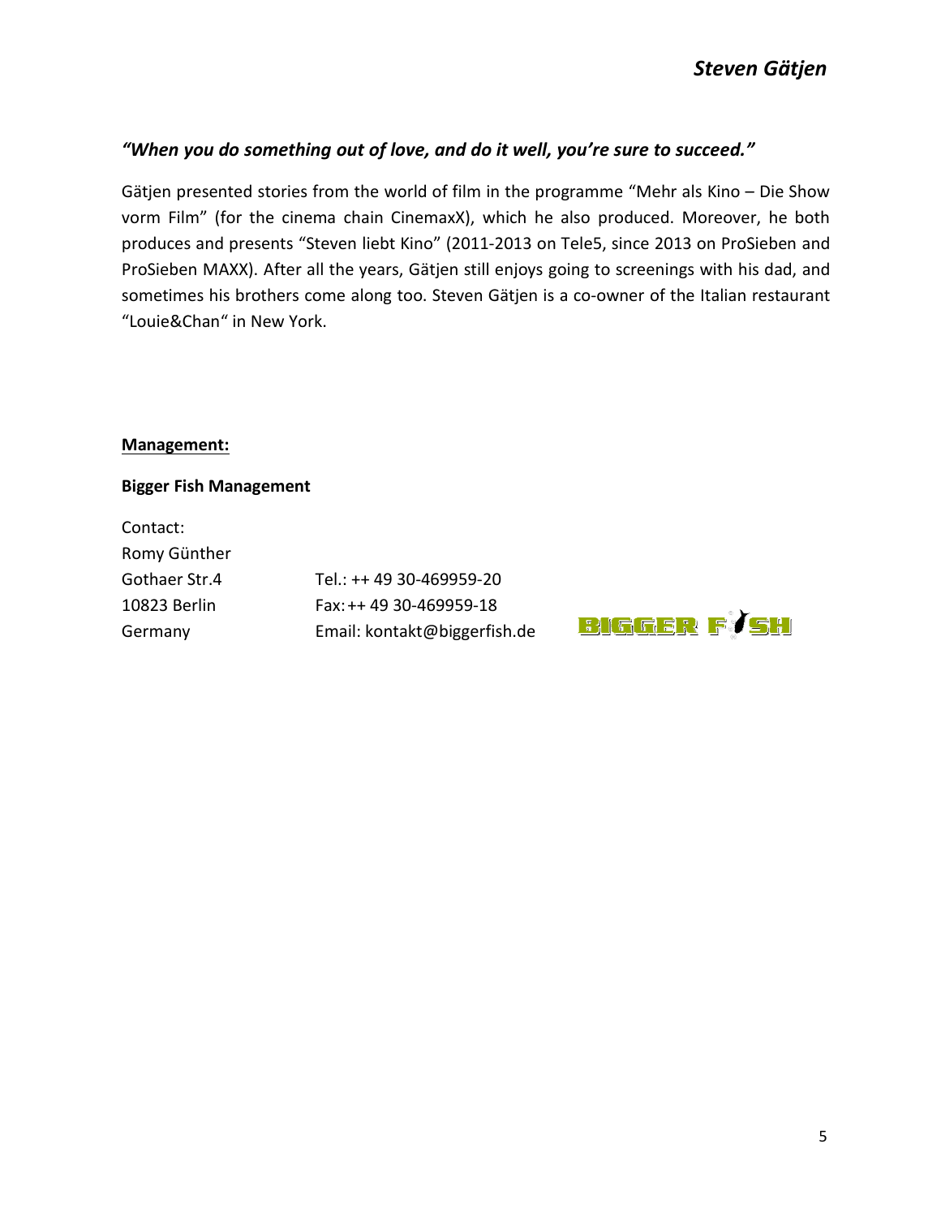### *“When you do something out of love, and do it well, you’re sure to succeed.”*

Gätjen presented stories from the world of film in the programme “Mehr als Kino – Die Show vorm Film” (for the cinema chain CinemaxX), which he also produced. Moreover, he both produces and presents “Steven liebt Kino” (2011-2013 on Tele5, since 2013 on ProSieben and ProSieben MAXX). After all the years, Gätjen still enjoys going to screenings with his dad, and sometimes his brothers come along too. Steven Gätjen is a co-owner of the Italian restaurant “Louie&Chan“ in New York.

**Management:**

**Bigger Fish Management**

Contact:
Romy Günther
Gothaer Str.4
10823 Berlin
Germany

Tel.: ++ 49 30-469959-20
Fax: ++ 49 30-469959-18
Email: kontakt@biggerfish.de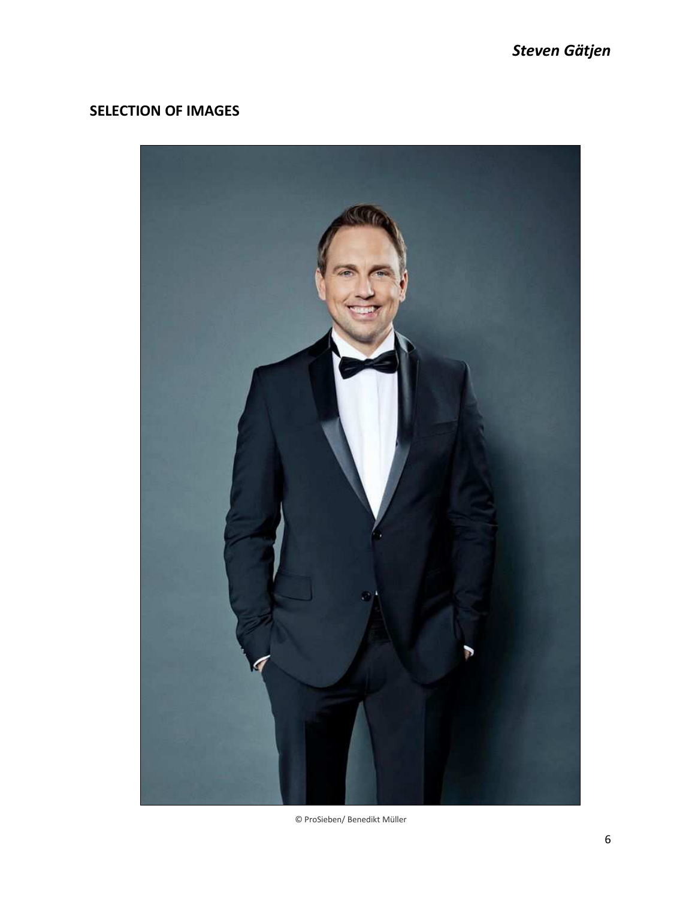## SELECTION OF IMAGES

© ProSieben/ Benedikt Müller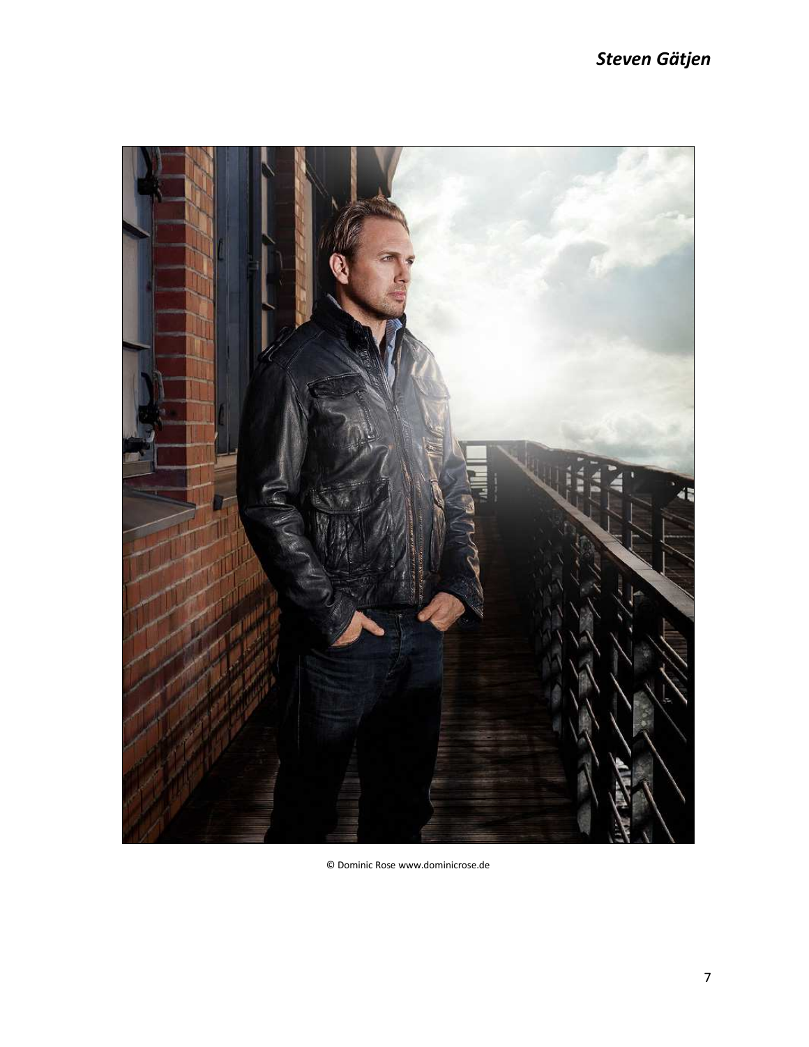*Steven Gätjen*

© Dominic Rose www.dominicrose.de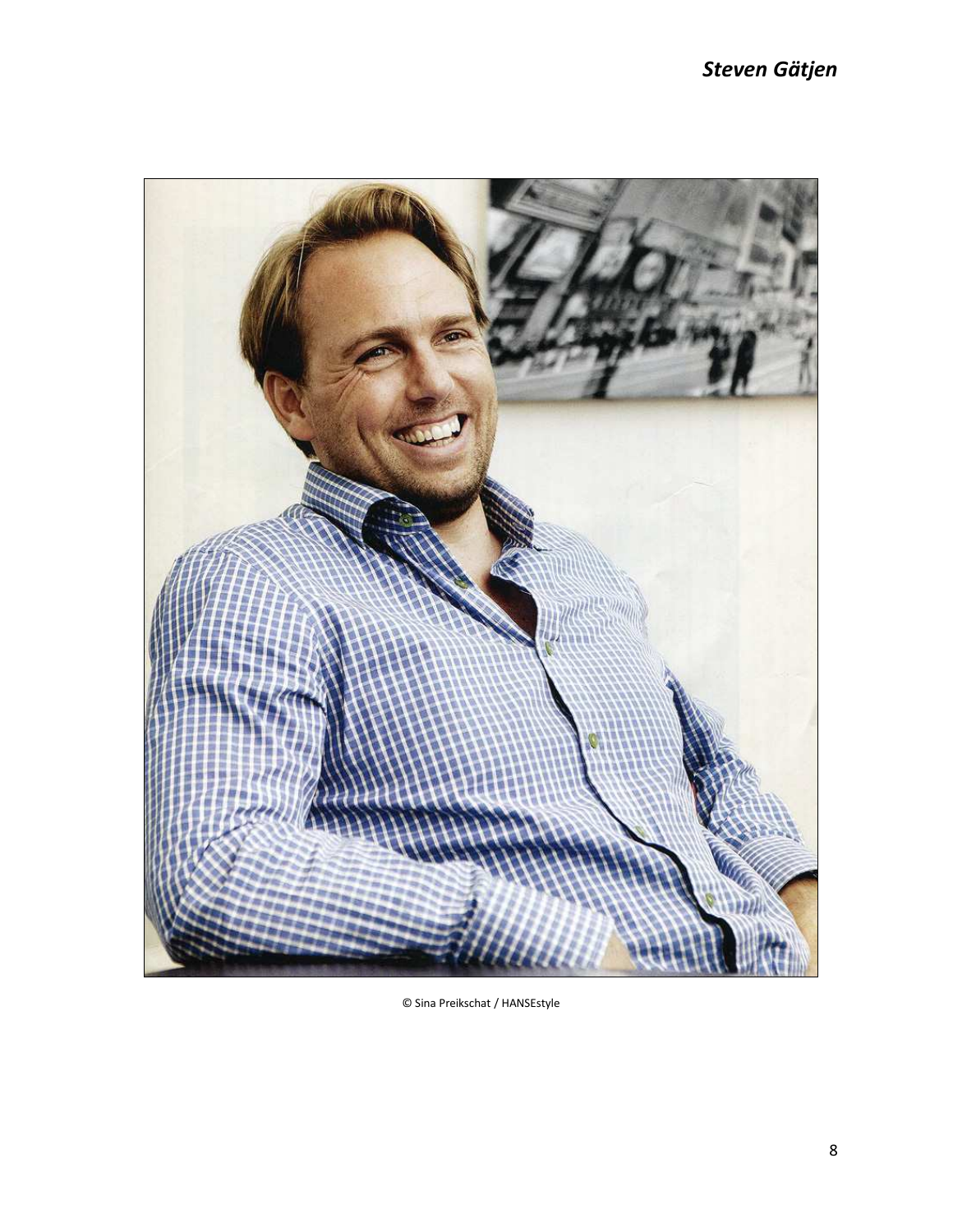## *Steven Gätjen*

© Sina Preikschat / HANSEstyle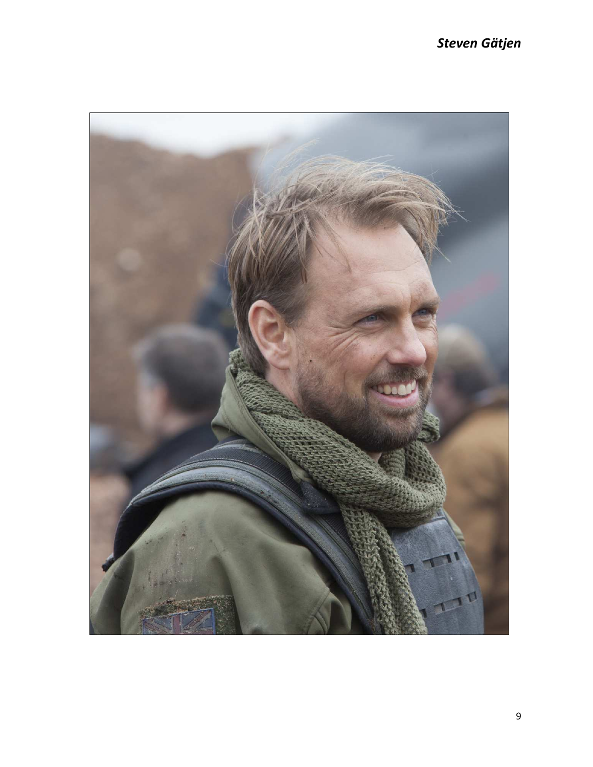*Steven Gätjen*